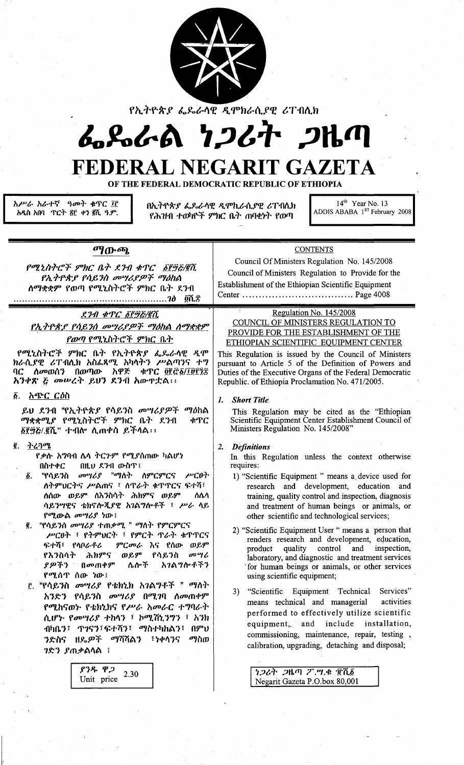የኢትዮጵያ ፌዴራላዊ ዲሞክራሲያዊ ሪፐብሊክ

# ፌዴራል ነጋሪት ጋዜጣ

# FEDERAL NEGARIT GAZETA

OF THE FEDERAL DEMOCRATIC REPUBLIC OF ETHIOPIA

አሥራ አራተኛ ዓመት ቁጥር ፲፫
አዲስ አበባ ጥር ፳፫ ቀን ፪ሺ ዓ.ም.

በኢትዮጵያ ፌዴራላዊ ዲሞክራሲያዊ ሪፐብሊክ የሕዝብ ተወካዮች ምክር ቤት ጠባቂነት የወጣ

14th Year No. 13
ADDIS ABABA 1ST February 2008

## ማውጫ

የሚኒስትሮች ምክር ቤት ደንብ ቁጥር ፩፻፵፭/፪ሺ

የኢትዮጵያ የሳይንስ መሣሪያዎች ማዕከል ለማቋቋም የወጣ የሚኒስትሮች ምክር ቤት ደንብ ........................ገፅ ፬ሺ፰

## CONTENTS

Council Of Ministers Regulation No. 145/2008

Council of Ministers Regulation to Provide for the Establishment of the Ethiopian Scientific Equipment Center ................................. Page 4008

## ደንብ ቁጥር ፩፻፵፭/፪ሺ

## የኢትዮጵያ የሳይንስ መሣሪያዎች ማዕከል ለማቋቋም የወጣ የሚኒስትሮች ምክር ቤት

የሚኒስትሮች ምክር ቤት የኢትዮጵያ ፌዴራላዊ ዲሞክራሲያዊ ሪፐብሊክ አስፈጻሚ አካላትን ሥልጣንና ተግባር ለመወሰን በወጣው አዋጅ ቁጥር ፬፻፸፩/፲፱፻፺፯ አንቀጽ ፭ መሠረት ይህን ደንብ አውጥቷል፡፡

### ፩. አጭር ርዕስ

ይህ ደንብ "የኢትዮጵያ የሳይንስ መሣሪያዎች ማዕከል ማቋቋሚያ የሚኒስትሮች ምክር ቤት ደንብ ቁጥር ፩፻፵፭/፪ሺ" ተብሎ ሊጠቀስ ይችላል፡፡

### ፪. ትርጓሜ

የቃሉ አግባብ ሌላ ትርጉም የሚያሰጠው ካልሆነ በስተቀር በዚህ ደንብ ውስጥ፤

፩. "የሳይንስ መሣሪያ "ማለት ለምርምርና ሥርፀት ለትምህርትና ሥልጠና ፣ ለጥራት ቁጥጥርና ፍተሻ፣ ለሰው ወይም ለእንስሳት ሕክምና ወይም ለሌላ ሳይንሣዊና ቴክኖሎጂያዊ አገልግሎቶች ፣ ሥራ ላይ የሚውል መሣሪያ ነው፤

፪. "የሳይንስ መሣሪያ ተጠቃሚ " ማለት የምርምርና ሥርፀት ፣ የትምህርት ፣ የምርት ጥራት ቁጥጥርና ፍተሻ፣ የላቦራቶሪ ምርመራ እና የሰው ወይም የእንስሳት ሕክምና ወይም የሳይንስ መሣሪያዎችን በመጠቀም ሌሎች አገልግሎቶችን የሚሰጥ ሰው ነው፤

፫. "የሳይንስ መሣሪያ የቴክኒክ አገልግቶች " ማለት አንድን የሳይንስ መሣሪያ በሚገባ ለመጠቀም የሚከናወኑ የቴክኒክና የሥራ አመራር ተግባራት ሲሆኑ የመሣሪያ ተከላን ፣ ኮሚሽኒንግን ፣ እንክብካቤን፣ ጥገናን፣ፍተሻን፣ ማስተካከልን፣ በምህንድስና ዘዴዎች ማሻሻልን ፣ነቀላንና ማስወገድን ያጠቃልላል ፤

### 1. Short Title

This Regulation may be cited as the "Ethiopian Scientific Equipment Center Establishment Council of Ministers Regulation No. 145/2008"

### 2. Definitions

In this Regulation unless the context otherwise requires:

1) "Scientific Equipment " means a device used for research and development, education and training, quality control and inspection, diagnosis and treatment of human beings or animals, or other scientific and technological services;

2) "Scientific Equipment User " means a person that renders research and development, education, product quality control and inspection, laboratory, and diagnostic and treatment services for human beings or animals, or other services using scientific equipment;

3) "Scientific Equipment Technical Services" means technical and managerial activities performed to effectively utilize scientific equipment,, and include installation, commissioning, maintenance, repair, testing , calibration, upgrading, detaching and disposal;

ያንዱ ዋጋ 2.30
Unit price

ነጋሪት ጋዜጣ ፖ.ሣ.ቁ ፹ሺ፩
Negarit Gazeta P.O.box 80,001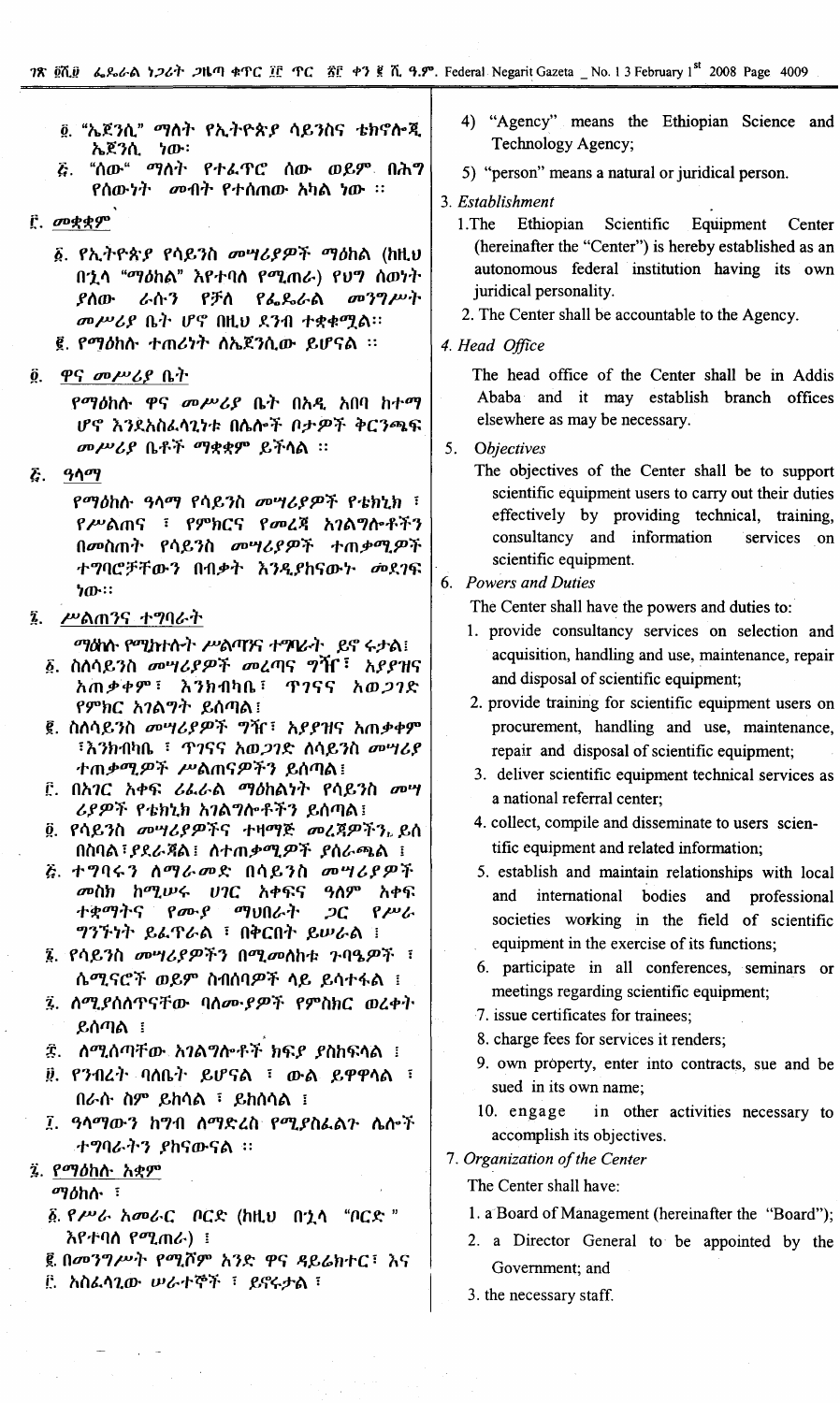፬. "ኤጀንሲ" ማለት የኢትዮጵያ ሳይንስና ቴክኖሎጂ ኤጀንሲ ነው፡

፭. "ሰው" ማለት የተፈጥሮ ሰው ወይም በሕግ የሰውነት መብት የተሰጠው አካል ነው ።

፫. መቋቋም

፩. የኢትዮጵያ የሳይንስ መሣሪያዎች ማዕከል (ከዚህ በኋላ "ማዕከል" እየተባለ የሚጠራ) የህግ ሰውነት ያለው ራሱን የቻለ የፌዴራል መንግሥት መሥሪያ ቤት ሆኖ በዚህ ደንብ ተቋቁሟል።

፪. የማዕከሉ ተጠሪነት ለኤጀንሲው ይሆናል ።

፬. ዋና መሥሪያ ቤት

የማዕከሉ ዋና መሥሪያ ቤት በአዲ አበባ ከተማ ሆኖ እንደአስፈላጊነቱ በሌሎች ቦታዎች ቅርንጫፍ መሥሪያ ቤቶች ማቋቋም ይችላል ።

፭. ዓላማ

የማዕከሉ ዓላማ የሳይንስ መሣሪያዎች የቴክኒክ ፣ የሥልጠና ፣ የምክርና የመረጃ አገልግሎቶችን በመስጠት የሳይንስ መሣሪያዎች ተጠቃሚዎች ተግባሮቻቸውን በብቃት እንዲያከናውኑ መደገፍ ነው።

፮. ሥልጣንና ተግባራት

ማዕከሉ የሚከተሉት ሥልጣንና ተግባራት ይኖሩታል፤

፩. ስለሳይንስ መሣሪያዎች መረጣና ግዥ፣ አያያዝና አጠቃቀም፣ እንክብካቤ፣ ጥገናና አወጋገድ የምክር አገልግሎት ይሰጣል፤

፪. ስለሳይንስ መሣሪያዎች ግዥ፣ አያያዝና አጠቃቀም ፣እንክብካቤ ፣ ጥገናና አወጋገድ ለሳይንስ መሣሪያ ተጠቃሚዎች ሥልጠናዎችን ይሰጣል፤

፫. በአገር አቀፍ ሪፈራል ማዕከልነት የሳይንስ መሣሪያዎች የቴክኒክ አገልግሎቶችን ይሰጣል፤

፬. የሳይንስ መሣሪያዎችና ተዛማጅ መረጃዎችን ይሰበስባል፣ያደራጃል፣ ለተጠቃሚዎች ያሰራጫል ፤

፭. ተግባሩን ለማራመድ በሳይንስ መሣሪያዎች መስክ ከሚሠሩ ሀገር አቀፍና ዓለም አቀፍ ተቋማትና የሙያ ማህበራት ጋር የሥራ ግንኙነት ይፈጥራል ፣ በቅርበት ይሠራል ፤

፮. የሳይንስ መሣሪያዎችን በሚመለከቱ ጉባዔዎች ፣ ሴሚናሮች ወይም ስብሰባዎች ላይ ይሳተፋል ፤

፯. ለሚያሰለጥናቸው ባለሙያዎች የምስክር ወረቀት ይሰጣል ፤

፰. ለሚሰጣቸው አገልግሎቶች ክፍያ ያስከፍላል ፤

፱. የንብረት ባለቤት ይሆናል ፣ ውል ይዋዋላል ፣ በራሱ ስም ይከሳል ፣ ይከሰሳል ፤

፲. ዓላማውን ከግብ ለማድረስ የሚያስፈልጉ ሌሎች ተግባራትን ያከናውናል ።

፯. የማዕከሉ አቋም

ማዕከሉ ፣

፩. የሥራ አመራር ቦርድ (ከዚህ በኋላ "ቦርድ" እየተባለ የሚጠራ) ፤

፪. በመንግሥት የሚሾም አንድ ዋና ዳይሬክተር፣ እና

፫. አስፈላጊው ሠራተኞች ፣ ይኖሩታል ፣

4) "Agency" means the Ethiopian Science and Technology Agency;

5) "person" means a natural or juridical person.

3. *Establishment*

1. The Ethiopian Scientific Equipment Center (hereinafter the "Center") is hereby established as an autonomous federal institution having its own juridical personality.

2. The Center shall be accountable to the Agency.

4. *Head Office*

The head office of the Center shall be in Addis Ababa and it may establish branch offices elsewhere as may be necessary.

5. *Objectives*

The objectives of the Center shall be to support scientific equipment users to carry out their duties effectively by providing technical, training, consultancy and information services on scientific equipment.

6. *Powers and Duties*

The Center shall have the powers and duties to:

1. provide consultancy services on selection and acquisition, handling and use, maintenance, repair and disposal of scientific equipment;
2. provide training for scientific equipment users on procurement, handling and use, maintenance, repair and disposal of scientific equipment;
3. deliver scientific equipment technical services as a national referral center;
4. collect, compile and disseminate to users scientific equipment and related information;
5. establish and maintain relationships with local and international bodies and professional societies working in the field of scientific equipment in the exercise of its functions;
6. participate in all conferences, seminars or meetings regarding scientific equipment;
7. issue certificates for trainees;
8. charge fees for services it renders;
9. own property, enter into contracts, sue and be sued in its own name;
10. engage in other activities necessary to accomplish its objectives.

7. *Organization of the Center*

The Center shall have:

1. a Board of Management (hereinafter the "Board");
2. a Director General to be appointed by the Government; and
3. the necessary staff.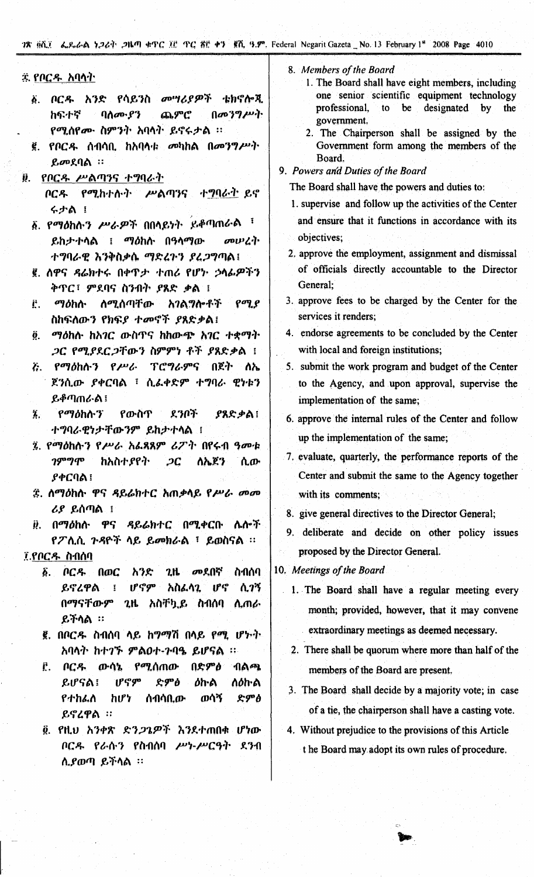## ፰. የቦርዱ አባላት

፩. ቦርዱ አንድ የሳይንስ መሣሪያዎች ቴክኖሎጂ ከፍተኛ ባለሙያን ጨምሮ በመንግሥት የሚሰየሙ ስምንት አባላት ይኖሩታል ።

፪. የቦርዱ ሰብሳቢ ከአባላቱ መካከል በመንግሥት ይመደባል ።

## ፱. የቦርዱ ሥልጣንና ተግባራት

ቦርዱ የሚከተሉት ሥልጣንና ተግባራት ይኖሩታል ፣

፩. የማዕከሉን ሥራዎች በበላይነት ይቆጣጠራል ፣ ይከታተላል ፣ ማዕከሉ በዓላማው መሠረት ተግባራዊ እንቅስቃሴ ማድረጉን ያረጋግጣል፤

፪. ለዋና ዳሬክተሩ በቀጥታ ተጠሪ የሆኑ ኃላፊዎችን ቅጥር፣ ምደባና ስንብት ያጸድቃል ፤

፫. ማዕከሉ ለሚሰጣቸው አገልግሎቶች የሚያስከፍለውን የክፍያ ተመኖች ያጸድቃል፤

፬. ማዕከሉ ከአገር ውስጥና ከውጭ አገር ተቋማት ጋር የሚያደርጋቸውን ስምምነቶች ያጸድቃል ፤

፭. የማዕከሉን የሥራ ፕሮግራምና በጀት ለኤጀንሲው ያቀርባል ፣ ሲፈቀድም ተግባራዊነቱን ይቆጣጠራል፤

፮. የማዕከሉን የውስጥ ደንቦች ያጸድቃል፤ ተግባራዊነታቸውንም ይከታተላል ፤

፯. የማዕከሉን የሥራ አፈጻጸም ሪፖርት በየሩብ ዓመቱ ገምግሞ ከአስተያየት ጋር ለኤጀንሲው ያቀርባል፤

፰. ለማዕከሉ ዋና ዳይሬክተር አጠቃላይ የሥራ መመሪያ ይሰጣል ፤

፱. በማዕከሉ ዋና ዳይሬክተር በሚቀርቡ ሌሎች የፖሊሲ ጉዳዮች ላይ ይመክራል ፣ ይወስናል ።

## ፲. የቦርዱ ስብሰባ

፩. ቦርዱ በወር አንድ ጊዜ መደበኛ ስብሰባ ይኖረዋል ፤ ሆኖም አስፈላጊ ሆኖ ሲገኝ በማናቸውም ጊዜ አስቸኳይ ስብሰባ ሊጠራ ይችላል ።

፪. በቦርዱ ስብሰባ ላይ ከግማሽ በላይ የሚሆኑት አባላት ከተገኙ ምልዐተ-ጉባዔ ይሆናል ።

፫. ቦርዱ ውሳኔ የሚሰጠው በድምፅ ብልጫ ይሆናል፤ ሆኖም ድምፅ ዕኩል ለዕኩል የተከፈለ ከሆነ ሰብሳቢው ወሳኝ ድምፅ ይኖረዋል ።

፬. የዚህ አንቀጽ ድንጋጌዎች እንደተጠበቁ ሆነው ቦርዱ የራሱን የስብሰባ ሥነ-ሥርዓት ደንብ ሊያወጣ ይችላል ።

8. *Members of the Board*

1. The Board shall have eight members, including one senior scientific equipment technology professional, to be designated by the government.
2. The Chairperson shall be assigned by the Government form among the members of the Board.

9. *Powers and Duties of the Board*

The Board shall have the powers and duties to:

1. supervise and follow up the activities of the Center and ensure that it functions in accordance with its objectives;
2. approve the employment, assignment and dismissal of officials directly accountable to the Director General;
3. approve fees to be charged by the Center for the services it renders;
4. endorse agreements to be concluded by the Center with local and foreign institutions;
5. submit the work program and budget of the Center to the Agency, and upon approval, supervise the implementation of the same;
6. approve the internal rules of the Center and follow up the implementation of the same;
7. evaluate, quarterly, the performance reports of the Center and submit the same to the Agency together with its comments;
8. give general directives to the Director General;
9. deliberate and decide on other policy issues proposed by the Director General.

10. *Meetings of the Board*

1. The Board shall have a regular meeting every month; provided, however, that it may convene extraordinary meetings as deemed necessary.
2. There shall be quorum where more than half of the members of the Board are present.
3. The Board shall decide by a majority vote; in case of a tie, the chairperson shall have a casting vote.
4. Without prejudice to the provisions of this Article t he Board may adopt its own rules of procedure.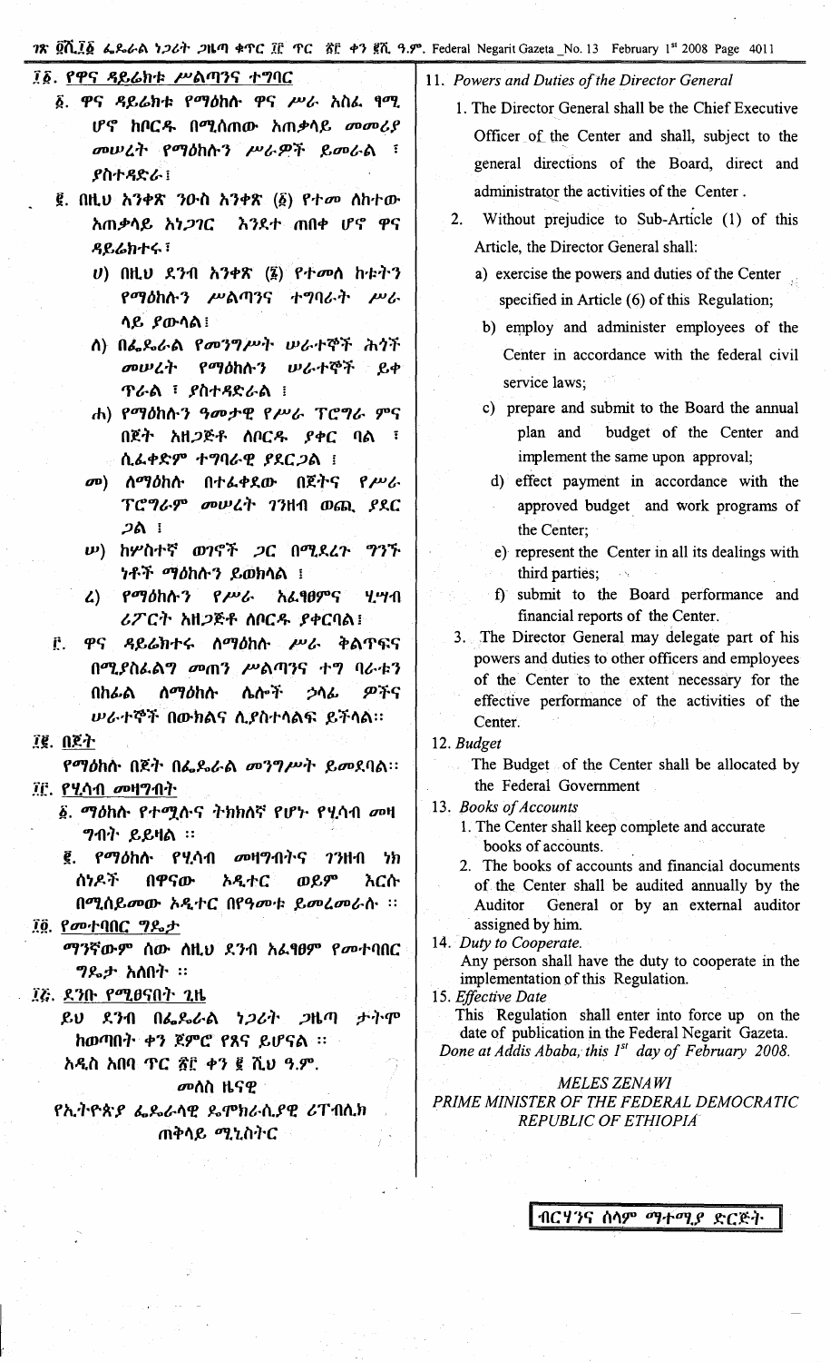፲፩. የዋና ዳይሬክቱ ሥልጣንና ተግባር

፩. ዋና ዳይሬክቱ የማዕከሉ ዋና ሥራ አስፈ ፃሚ ሆኖ ከቦርዱ በሚሰጠው አጠቃላይ መመሪያ መሠረት የማዕከሉን ሥራዎች ይመራል ፣ ያስተዳድራል፤

፪. በዚህ አንቀጽ ንዑስ አንቀጽ (፩) የተመ ለከተው አጠቃላይ አነጋገር እንደተ ጠበቀ ሆኖ ዋና ዳይሬክተሩ፣

ሀ) በዚህ ደንብ አንቀጽ (፮) የተመለ ከቱትን የማዕከሉን ሥልጣንና ተግባራት ሥራ ላይ ያውላል፤

ለ) በፌዴራል የመንግሥት ሠራተኞች ሕጎች መሠረት የማዕከሉን ሠራተኞች ይቀ ጥራል ፣ ያስተዳድራል ፤

ሐ) የማዕከሉን ዓመታዊ የሥራ ፕሮግራም ና በጀት አዘጋጅቶ ለቦርዱ ያቀር ባል ፣ ሲፈቀድም ተግባራዊ ያደርጋል ፤

መ) ለማዕከሉ በተፈቀደው በጀትና የሥራ ፕሮግራም መሠረት ገንዘብ ወጪ ያደር ጋል ፤

ሠ) ከሦስተኛ ወገኖች ጋር በሚደረጉ ግንኙ ነቶች ማዕከሉን ይወክላል ፤

ረ) የማዕከሉን የሥራ አፈፃፀምና ሂሣብ ሪፖርት አዘጋጅቶ ለቦርዱ ያቀርባል፤

፫. ዋና ዳይሬክተሩ ለማዕከሉ ሥራ ቅልጥፍና በሚያስፈልግ መጠን ሥልጣንና ተግ ባሩን በከፊል ለማዕከሉ ሌሎች ኃላፊ ዎችና ሠራተኞች በውክልና ሊያስተላልፍ ይችላል።

፲፪. በጀት

የማዕከሉ በጀት በፌዴራል መንግሥት ይመደባል።

፲፫. የሂሳብ መዛግብት

፩. ማዕከሉ የተሟሉና ትክክለኛ የሆኑ የሂሳብ መዛ ግብት ይይዛል ።

፪. የማዕከሉ የሂሳብ መዛግብትና ገንዘብ ነክ ሰነዶች በዋናው ኦዲተር ወይም እርሱ በሚሰይመው ኦዲተር በየዓመቱ ይመረመራሉ ።

፲፬. የመተባበር ግዴታ

ማንኛውም ሰው ለዚህ ደንብ አፈፃፀም የመተባበር ግዴታ አለበት ።

፲፭. ደንቡ የሚፀናበት ጊዜ

ይህ ደንብ በፌዴራል ነጋሪት ጋዜጣ ታትሞ ከወጣበት ቀን ጀምሮ የጸና ይሆናል ።

አዲስ አበባ ጥር ፳፫ ቀን ፪ ሺህ ዓ.ም.

መለስ ዜናዊ

የኢትዮጵያ ፌዴራላዊ ዴሞክራሲያዊ ሪፐብሊክ ጠቅላይ ሚኒስትር

11. *Powers and Duties of the Director General*

1. The Director General shall be the Chief Executive Officer of the Center and shall, subject to the general directions of the Board, direct and administrator the activities of the Center.

2. Without prejudice to Sub-Article (1) of this Article, the Director General shall:

   a) exercise the powers and duties of the Center specified in Article (6) of this Regulation;

   b) employ and administer employees of the Center in accordance with the federal civil service laws;

   c) prepare and submit to the Board the annual plan and budget of the Center and implement the same upon approval;

   d) effect payment in accordance with the approved budget and work programs of the Center;

   e) represent the Center in all its dealings with third parties;

   f) submit to the Board performance and financial reports of the Center.

3. The Director General may delegate part of his powers and duties to other officers and employees of the Center to the extent necessary for the effective performance of the activities of the Center.

12. *Budget*

The Budget of the Center shall be allocated by the Federal Government

13. *Books of Accounts*

1. The Center shall keep complete and accurate books of accounts.

2. The books of accounts and financial documents of the Center shall be audited annually by the Auditor General or by an external auditor assigned by him.

14. *Duty to Cooperate.*

Any person shall have the duty to cooperate in the implementation of this Regulation.

15. *Effective Date*

This Regulation shall enter into force up on the date of publication in the Federal Negarit Gazeta.

*Done at Addis Ababa, this 1st day of February 2008.*

*MELES ZENAWI*

*PRIME MINISTER OF THE FEDERAL DEMOCRATIC REPUBLIC OF ETHIOPIA*

ብርሃንና ሰላም ማተሚያ ድርጅት